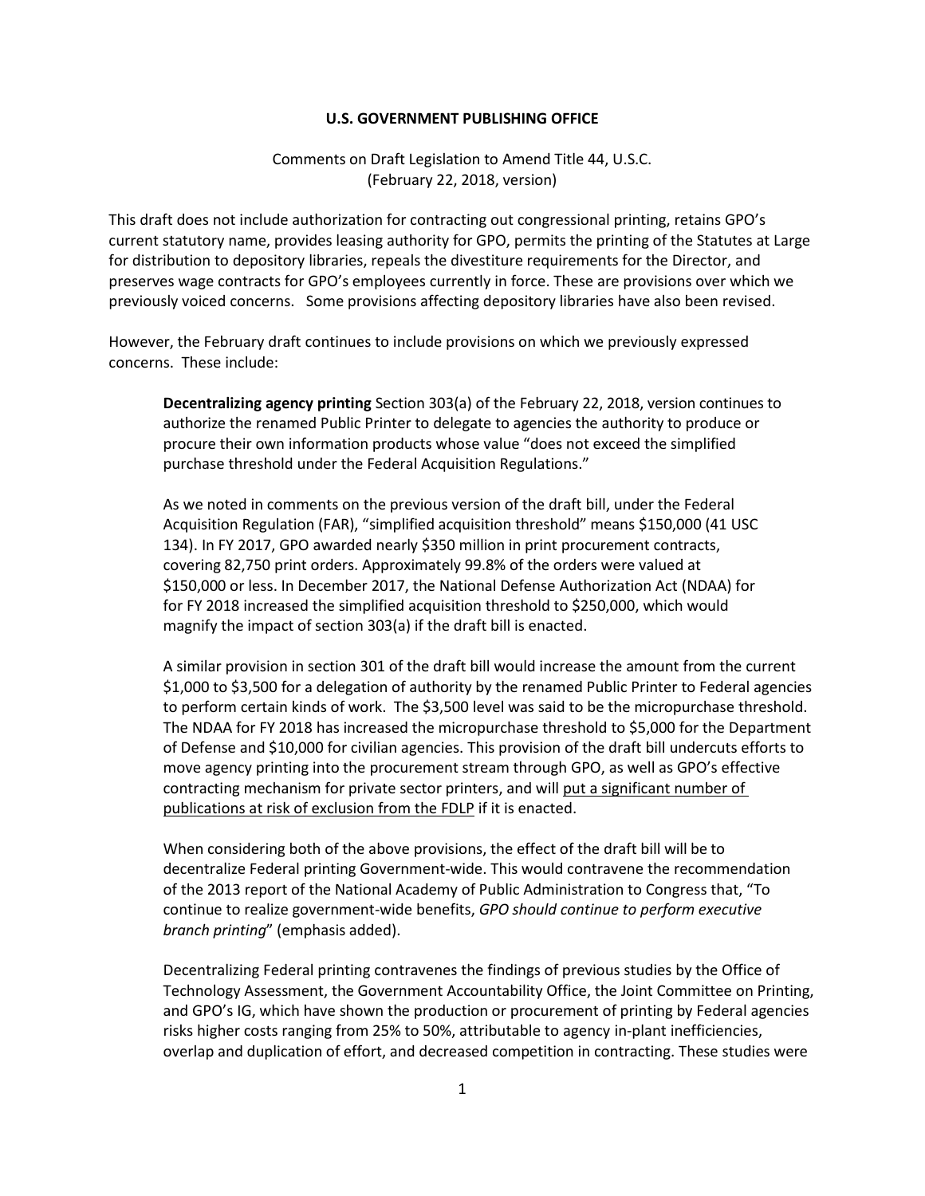**U.S. GOVERNMENT PUBLISHING OFFICE**

Comments on Draft Legislation to Amend Title 44, U.S.C.
(February 22, 2018, version)

This draft does not include authorization for contracting out congressional printing, retains GPO's current statutory name, provides leasing authority for GPO, permits the printing of the Statutes at Large for distribution to depository libraries, repeals the divestiture requirements for the Director, and preserves wage contracts for GPO's employees currently in force. These are provisions over which we previously voiced concerns. Some provisions affecting depository libraries have also been revised.

However, the February draft continues to include provisions on which we previously expressed concerns. These include:

> **Decentralizing agency printing** Section 303(a) of the February 22, 2018, version continues to authorize the renamed Public Printer to delegate to agencies the authority to produce or procure their own information products whose value "does not exceed the simplified purchase threshold under the Federal Acquisition Regulations."
>
> As we noted in comments on the previous version of the draft bill, under the Federal Acquisition Regulation (FAR), "simplified acquisition threshold" means $150,000 (41 USC 134). In FY 2017, GPO awarded nearly $350 million in print procurement contracts, covering 82,750 print orders. Approximately 99.8% of the orders were valued at $150,000 or less. In December 2017, the National Defense Authorization Act (NDAA) for for FY 2018 increased the simplified acquisition threshold to $250,000, which would magnify the impact of section 303(a) if the draft bill is enacted.
>
> A similar provision in section 301 of the draft bill would increase the amount from the current $1,000 to $3,500 for a delegation of authority by the renamed Public Printer to Federal agencies to perform certain kinds of work. The $3,500 level was said to be the micropurchase threshold. The NDAA for FY 2018 has increased the micropurchase threshold to $5,000 for the Department of Defense and $10,000 for civilian agencies. This provision of the draft bill undercuts efforts to move agency printing into the procurement stream through GPO, as well as GPO's effective contracting mechanism for private sector printers, and will <u>put a significant number of publications at risk of exclusion from the FDLP</u> if it is enacted.
>
> When considering both of the above provisions, the effect of the draft bill will be to decentralize Federal printing Government-wide. This would contravene the recommendation of the 2013 report of the National Academy of Public Administration to Congress that, "To continue to realize government-wide benefits, *GPO should continue to perform executive branch printing*" (emphasis added).
>
> Decentralizing Federal printing contravenes the findings of previous studies by the Office of Technology Assessment, the Government Accountability Office, the Joint Committee on Printing, and GPO's IG, which have shown the production or procurement of printing by Federal agencies risks higher costs ranging from 25% to 50%, attributable to agency in-plant inefficiencies, overlap and duplication of effort, and decreased competition in contracting. These studies were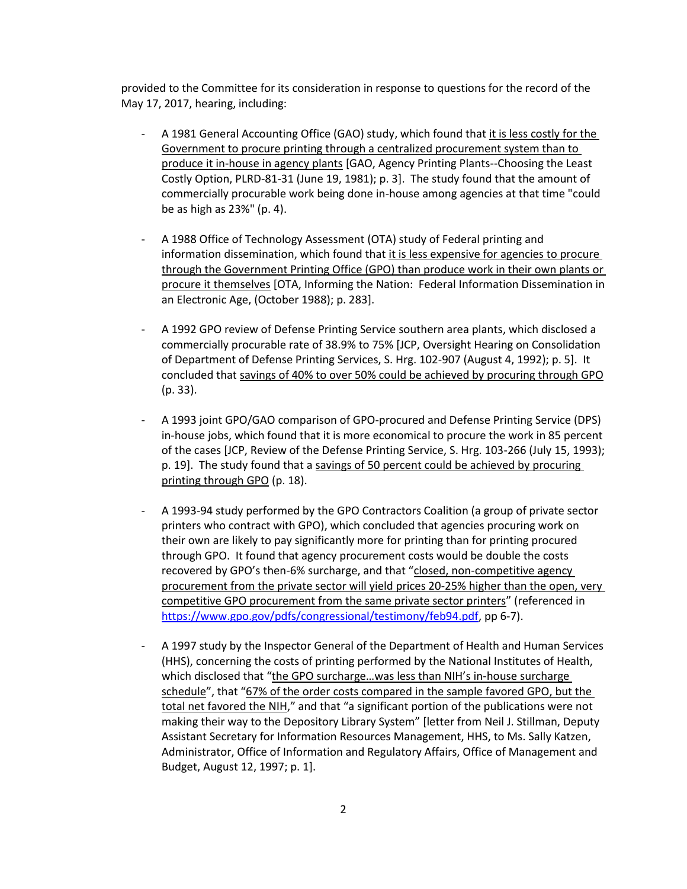provided to the Committee for its consideration in response to questions for the record of the May 17, 2017, hearing, including:

- A 1981 General Accounting Office (GAO) study, which found that it is less costly for the Government to procure printing through a centralized procurement system than to produce it in-house in agency plants [GAO, Agency Printing Plants--Choosing the Least Costly Option, PLRD-81-31 (June 19, 1981); p. 3]. The study found that the amount of commercially procurable work being done in-house among agencies at that time "could be as high as 23%" (p. 4).

- A 1988 Office of Technology Assessment (OTA) study of Federal printing and information dissemination, which found that it is less expensive for agencies to procure through the Government Printing Office (GPO) than produce work in their own plants or procure it themselves [OTA, Informing the Nation: Federal Information Dissemination in an Electronic Age, (October 1988); p. 283].

- A 1992 GPO review of Defense Printing Service southern area plants, which disclosed a commercially procurable rate of 38.9% to 75% [JCP, Oversight Hearing on Consolidation of Department of Defense Printing Services, S. Hrg. 102-907 (August 4, 1992); p. 5]. It concluded that savings of 40% to over 50% could be achieved by procuring through GPO (p. 33).

- A 1993 joint GPO/GAO comparison of GPO-procured and Defense Printing Service (DPS) in-house jobs, which found that it is more economical to procure the work in 85 percent of the cases [JCP, Review of the Defense Printing Service, S. Hrg. 103-266 (July 15, 1993); p. 19]. The study found that a savings of 50 percent could be achieved by procuring printing through GPO (p. 18).

- A 1993-94 study performed by the GPO Contractors Coalition (a group of private sector printers who contract with GPO), which concluded that agencies procuring work on their own are likely to pay significantly more for printing than for printing procured through GPO. It found that agency procurement costs would be double the costs recovered by GPO's then-6% surcharge, and that "closed, non-competitive agency procurement from the private sector will yield prices 20-25% higher than the open, very competitive GPO procurement from the same private sector printers" (referenced in https://www.gpo.gov/pdfs/congressional/testimony/feb94.pdf, pp 6-7).

- A 1997 study by the Inspector General of the Department of Health and Human Services (HHS), concerning the costs of printing performed by the National Institutes of Health, which disclosed that "the GPO surcharge…was less than NIH's in-house surcharge schedule", that "67% of the order costs compared in the sample favored GPO, but the total net favored the NIH," and that "a significant portion of the publications were not making their way to the Depository Library System" [letter from Neil J. Stillman, Deputy Assistant Secretary for Information Resources Management, HHS, to Ms. Sally Katzen, Administrator, Office of Information and Regulatory Affairs, Office of Management and Budget, August 12, 1997; p. 1].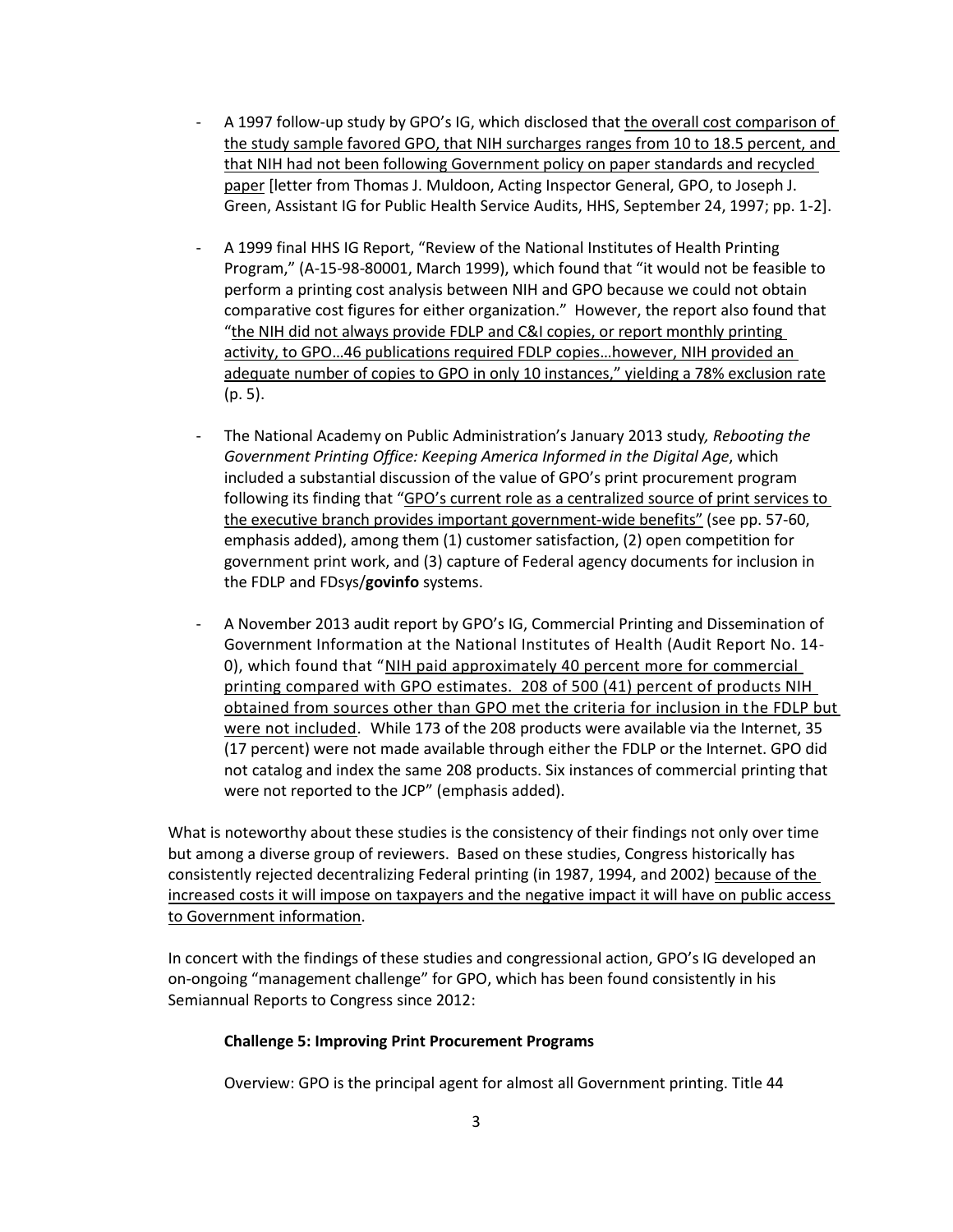- A 1997 follow-up study by GPO's IG, which disclosed that <u>the overall cost comparison of the study sample favored GPO, that NIH surcharges ranges from 10 to 18.5 percent, and that NIH had not been following Government policy on paper standards and recycled paper</u> [letter from Thomas J. Muldoon, Acting Inspector General, GPO, to Joseph J. Green, Assistant IG for Public Health Service Audits, HHS, September 24, 1997; pp. 1-2].

- A 1999 final HHS IG Report, "Review of the National Institutes of Health Printing Program," (A-15-98-80001, March 1999), which found that "it would not be feasible to perform a printing cost analysis between NIH and GPO because we could not obtain comparative cost figures for either organization." However, the report also found that "<u>the NIH did not always provide FDLP and C&I copies, or report monthly printing activity, to GPO…46 publications required FDLP copies…however, NIH provided an adequate number of copies to GPO in only 10 instances," yielding a 78% exclusion rate</u> (p. 5).

- The National Academy on Public Administration's January 2013 study, *Rebooting the Government Printing Office: Keeping America Informed in the Digital Age*, which included a substantial discussion of the value of GPO's print procurement program following its finding that "<u>GPO's current role as a centralized source of print services to the executive branch provides important government-wide benefits</u>" (see pp. 57-60, emphasis added), among them (1) customer satisfaction, (2) open competition for government print work, and (3) capture of Federal agency documents for inclusion in the FDLP and FDsys/**govinfo** systems.

- A November 2013 audit report by GPO's IG, Commercial Printing and Dissemination of Government Information at the National Institutes of Health (Audit Report No. 14-0), which found that "<u>NIH paid approximately 40 percent more for commercial printing compared with GPO estimates. 208 of 500 (41) percent of products NIH obtained from sources other than GPO met the criteria for inclusion in the FDLP but were not included</u>. While 173 of the 208 products were available via the Internet, 35 (17 percent) were not made available through either the FDLP or the Internet. GPO did not catalog and index the same 208 products. Six instances of commercial printing that were not reported to the JCP" (emphasis added).

What is noteworthy about these studies is the consistency of their findings not only over time but among a diverse group of reviewers. Based on these studies, Congress historically has consistently rejected decentralizing Federal printing (in 1987, 1994, and 2002) <u>because of the increased costs it will impose on taxpayers and the negative impact it will have on public access to Government information</u>.

In concert with the findings of these studies and congressional action, GPO's IG developed an on-ongoing "management challenge" for GPO, which has been found consistently in his Semiannual Reports to Congress since 2012:

> **Challenge 5: Improving Print Procurement Programs**
>
> Overview: GPO is the principal agent for almost all Government printing. Title 44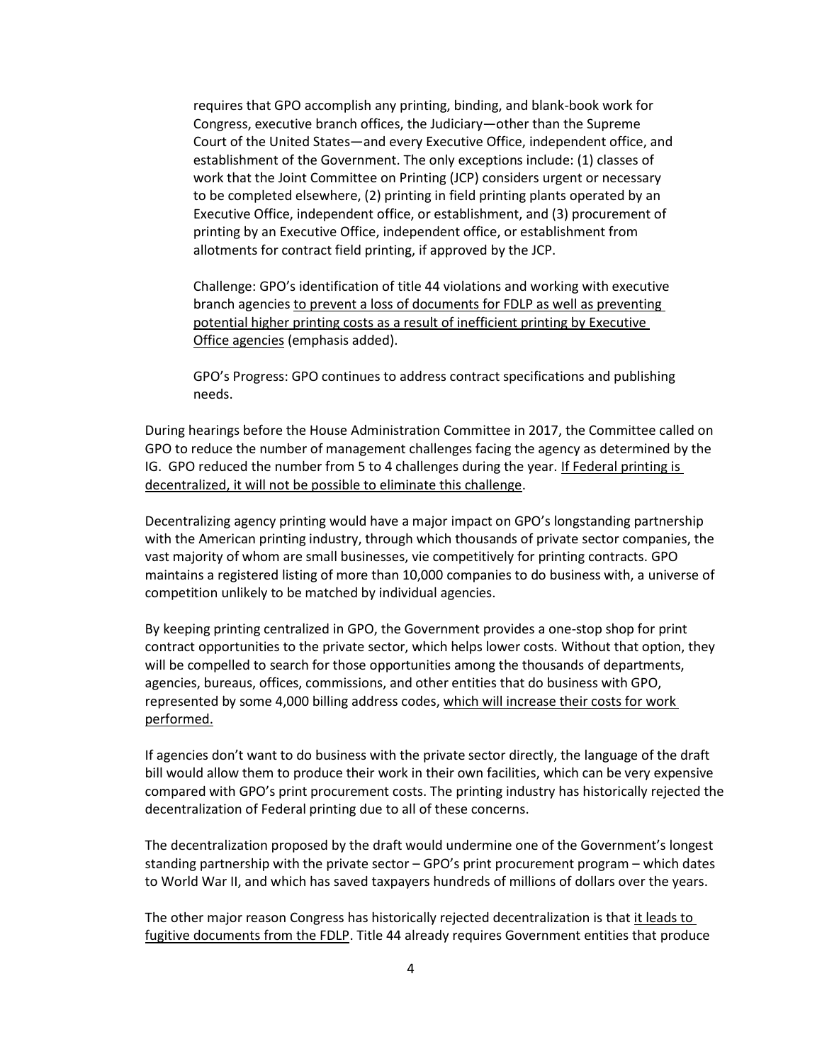> requires that GPO accomplish any printing, binding, and blank-book work for Congress, executive branch offices, the Judiciary—other than the Supreme Court of the United States—and every Executive Office, independent office, and establishment of the Government. The only exceptions include: (1) classes of work that the Joint Committee on Printing (JCP) considers urgent or necessary to be completed elsewhere, (2) printing in field printing plants operated by an Executive Office, independent office, or establishment, and (3) procurement of printing by an Executive Office, independent office, or establishment from allotments for contract field printing, if approved by the JCP.
>
> Challenge: GPO's identification of title 44 violations and working with executive branch agencies <u>to prevent a loss of documents for FDLP as well as preventing potential higher printing costs as a result of inefficient printing by Executive Office agencies</u> (emphasis added).
>
> GPO's Progress: GPO continues to address contract specifications and publishing needs.

During hearings before the House Administration Committee in 2017, the Committee called on GPO to reduce the number of management challenges facing the agency as determined by the IG. GPO reduced the number from 5 to 4 challenges during the year. <u>If Federal printing is decentralized, it will not be possible to eliminate this challenge</u>.

Decentralizing agency printing would have a major impact on GPO's longstanding partnership with the American printing industry, through which thousands of private sector companies, the vast majority of whom are small businesses, vie competitively for printing contracts. GPO maintains a registered listing of more than 10,000 companies to do business with, a universe of competition unlikely to be matched by individual agencies.

By keeping printing centralized in GPO, the Government provides a one-stop shop for print contract opportunities to the private sector, which helps lower costs. Without that option, they will be compelled to search for those opportunities among the thousands of departments, agencies, bureaus, offices, commissions, and other entities that do business with GPO, represented by some 4,000 billing address codes, <u>which will increase their costs for work performed.</u>

If agencies don't want to do business with the private sector directly, the language of the draft bill would allow them to produce their work in their own facilities, which can be very expensive compared with GPO's print procurement costs. The printing industry has historically rejected the decentralization of Federal printing due to all of these concerns.

The decentralization proposed by the draft would undermine one of the Government's longest standing partnership with the private sector – GPO's print procurement program – which dates to World War II, and which has saved taxpayers hundreds of millions of dollars over the years.

The other major reason Congress has historically rejected decentralization is that <u>it leads to fugitive documents from the FDLP</u>. Title 44 already requires Government entities that produce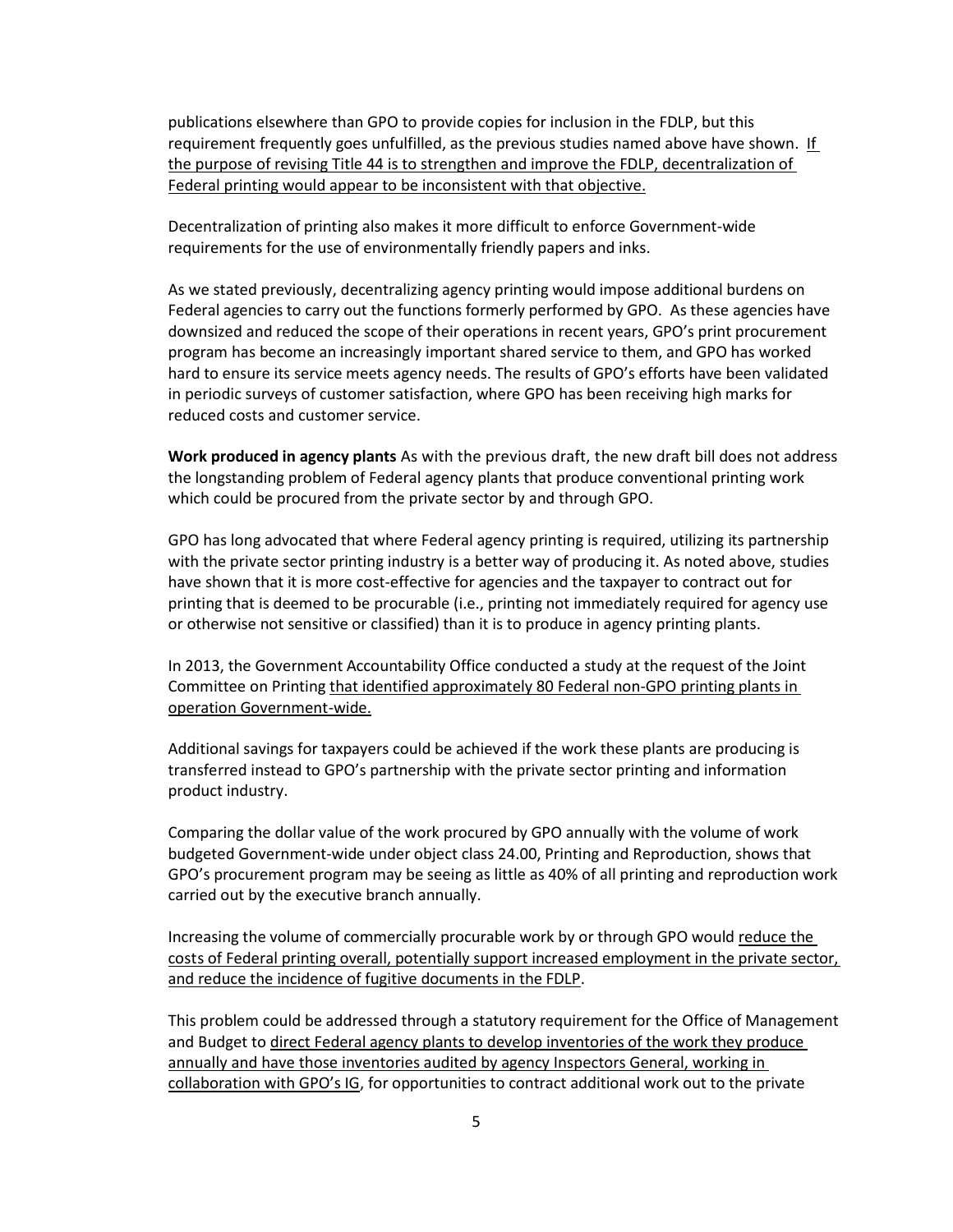publications elsewhere than GPO to provide copies for inclusion in the FDLP, but this requirement frequently goes unfulfilled, as the previous studies named above have shown. <u>If the purpose of revising Title 44 is to strengthen and improve the FDLP, decentralization of Federal printing would appear to be inconsistent with that objective.</u>

Decentralization of printing also makes it more difficult to enforce Government-wide requirements for the use of environmentally friendly papers and inks.

As we stated previously, decentralizing agency printing would impose additional burdens on Federal agencies to carry out the functions formerly performed by GPO. As these agencies have downsized and reduced the scope of their operations in recent years, GPO's print procurement program has become an increasingly important shared service to them, and GPO has worked hard to ensure its service meets agency needs. The results of GPO's efforts have been validated in periodic surveys of customer satisfaction, where GPO has been receiving high marks for reduced costs and customer service.

**Work produced in agency plants** As with the previous draft, the new draft bill does not address the longstanding problem of Federal agency plants that produce conventional printing work which could be procured from the private sector by and through GPO.

GPO has long advocated that where Federal agency printing is required, utilizing its partnership with the private sector printing industry is a better way of producing it. As noted above, studies have shown that it is more cost-effective for agencies and the taxpayer to contract out for printing that is deemed to be procurable (i.e., printing not immediately required for agency use or otherwise not sensitive or classified) than it is to produce in agency printing plants.

In 2013, the Government Accountability Office conducted a study at the request of the Joint Committee on Printing <u>that identified approximately 80 Federal non-GPO printing plants in operation Government-wide.</u>

Additional savings for taxpayers could be achieved if the work these plants are producing is transferred instead to GPO's partnership with the private sector printing and information product industry.

Comparing the dollar value of the work procured by GPO annually with the volume of work budgeted Government-wide under object class 24.00, Printing and Reproduction, shows that GPO's procurement program may be seeing as little as 40% of all printing and reproduction work carried out by the executive branch annually.

Increasing the volume of commercially procurable work by or through GPO would <u>reduce the costs of Federal printing overall, potentially support increased employment in the private sector, and reduce the incidence of fugitive documents in the FDLP</u>.

This problem could be addressed through a statutory requirement for the Office of Management and Budget to <u>direct Federal agency plants to develop inventories of the work they produce annually and have those inventories audited by agency Inspectors General, working in collaboration with GPO's IG</u>, for opportunities to contract additional work out to the private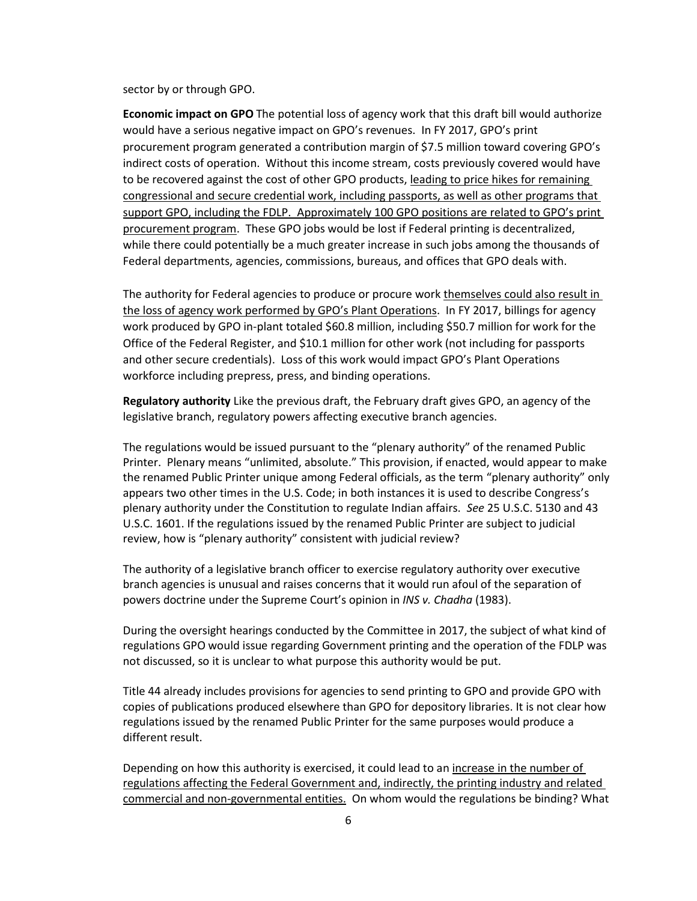sector by or through GPO.

**Economic impact on GPO** The potential loss of agency work that this draft bill would authorize would have a serious negative impact on GPO's revenues. In FY 2017, GPO's print procurement program generated a contribution margin of $7.5 million toward covering GPO's indirect costs of operation. Without this income stream, costs previously covered would have to be recovered against the cost of other GPO products, <u>leading to price hikes for remaining congressional and secure credential work, including passports, as well as other programs that support GPO, including the FDLP. Approximately 100 GPO positions are related to GPO's print procurement program</u>. These GPO jobs would be lost if Federal printing is decentralized, while there could potentially be a much greater increase in such jobs among the thousands of Federal departments, agencies, commissions, bureaus, and offices that GPO deals with.

The authority for Federal agencies to produce or procure work <u>themselves could also result in the loss of agency work performed by GPO's Plant Operations</u>. In FY 2017, billings for agency work produced by GPO in-plant totaled $60.8 million, including $50.7 million for work for the Office of the Federal Register, and $10.1 million for other work (not including for passports and other secure credentials). Loss of this work would impact GPO's Plant Operations workforce including prepress, press, and binding operations.

**Regulatory authority** Like the previous draft, the February draft gives GPO, an agency of the legislative branch, regulatory powers affecting executive branch agencies.

The regulations would be issued pursuant to the "plenary authority" of the renamed Public Printer. Plenary means "unlimited, absolute." This provision, if enacted, would appear to make the renamed Public Printer unique among Federal officials, as the term "plenary authority" only appears two other times in the U.S. Code; in both instances it is used to describe Congress's plenary authority under the Constitution to regulate Indian affairs. *See* 25 U.S.C. 5130 and 43 U.S.C. 1601. If the regulations issued by the renamed Public Printer are subject to judicial review, how is "plenary authority" consistent with judicial review?

The authority of a legislative branch officer to exercise regulatory authority over executive branch agencies is unusual and raises concerns that it would run afoul of the separation of powers doctrine under the Supreme Court's opinion in *INS v. Chadha* (1983).

During the oversight hearings conducted by the Committee in 2017, the subject of what kind of regulations GPO would issue regarding Government printing and the operation of the FDLP was not discussed, so it is unclear to what purpose this authority would be put.

Title 44 already includes provisions for agencies to send printing to GPO and provide GPO with copies of publications produced elsewhere than GPO for depository libraries. It is not clear how regulations issued by the renamed Public Printer for the same purposes would produce a different result.

Depending on how this authority is exercised, it could lead to an <u>increase in the number of regulations affecting the Federal Government and, indirectly, the printing industry and related commercial and non-governmental entities.</u> On whom would the regulations be binding? What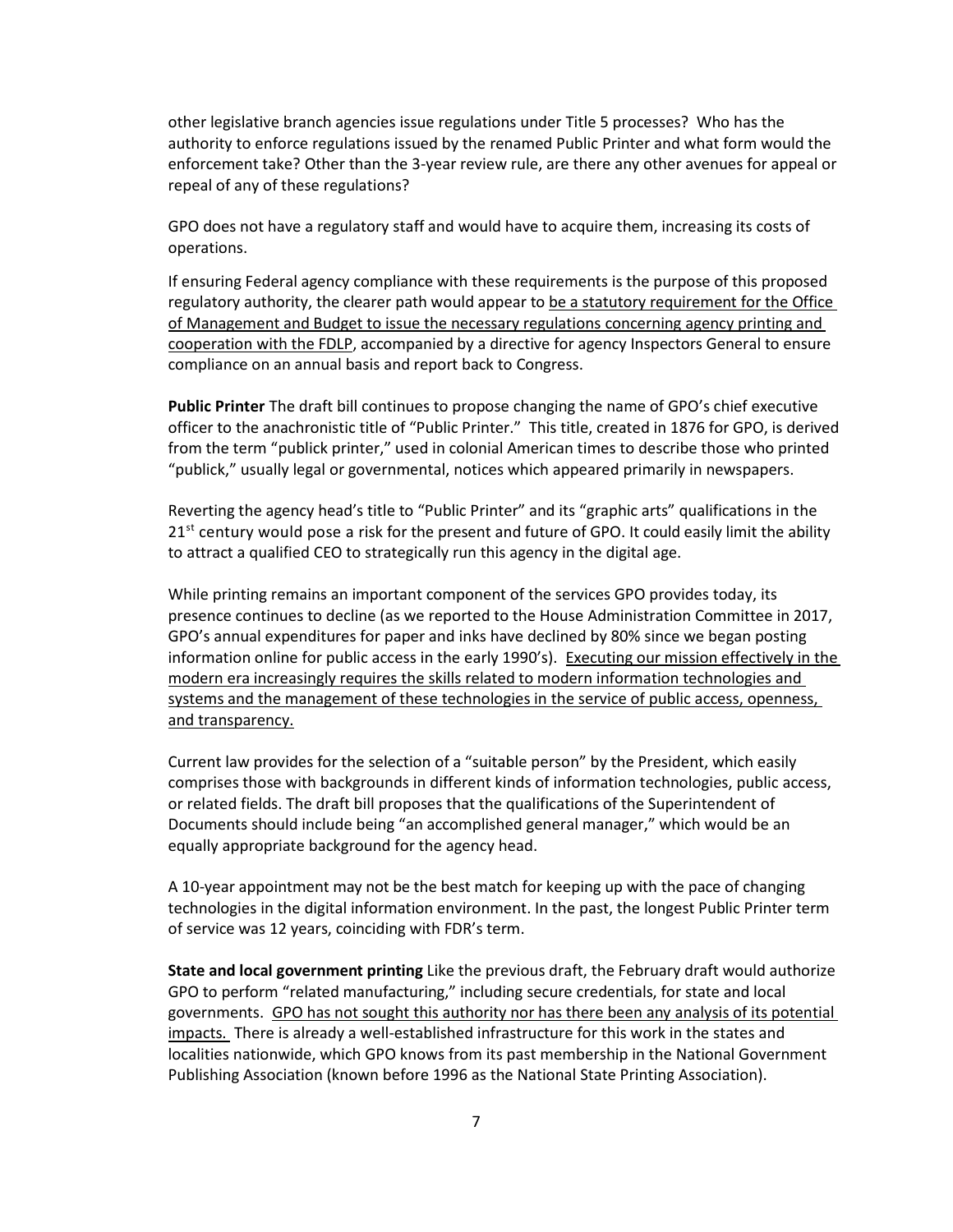other legislative branch agencies issue regulations under Title 5 processes? Who has the authority to enforce regulations issued by the renamed Public Printer and what form would the enforcement take? Other than the 3-year review rule, are there any other avenues for appeal or repeal of any of these regulations?

GPO does not have a regulatory staff and would have to acquire them, increasing its costs of operations.

If ensuring Federal agency compliance with these requirements is the purpose of this proposed regulatory authority, the clearer path would appear to <u>be a statutory requirement for the Office of Management and Budget to issue the necessary regulations concerning agency printing and cooperation with the FDLP</u>, accompanied by a directive for agency Inspectors General to ensure compliance on an annual basis and report back to Congress.

**Public Printer** The draft bill continues to propose changing the name of GPO's chief executive officer to the anachronistic title of "Public Printer." This title, created in 1876 for GPO, is derived from the term "publick printer," used in colonial American times to describe those who printed "publick," usually legal or governmental, notices which appeared primarily in newspapers.

Reverting the agency head's title to "Public Printer" and its "graphic arts" qualifications in the 21st century would pose a risk for the present and future of GPO. It could easily limit the ability to attract a qualified CEO to strategically run this agency in the digital age.

While printing remains an important component of the services GPO provides today, its presence continues to decline (as we reported to the House Administration Committee in 2017, GPO's annual expenditures for paper and inks have declined by 80% since we began posting information online for public access in the early 1990's). <u>Executing our mission effectively in the modern era increasingly requires the skills related to modern information technologies and systems and the management of these technologies in the service of public access, openness, and transparency.</u>

Current law provides for the selection of a "suitable person" by the President, which easily comprises those with backgrounds in different kinds of information technologies, public access, or related fields. The draft bill proposes that the qualifications of the Superintendent of Documents should include being "an accomplished general manager," which would be an equally appropriate background for the agency head.

A 10-year appointment may not be the best match for keeping up with the pace of changing technologies in the digital information environment. In the past, the longest Public Printer term of service was 12 years, coinciding with FDR's term.

**State and local government printing** Like the previous draft, the February draft would authorize GPO to perform "related manufacturing," including secure credentials, for state and local governments. <u>GPO has not sought this authority nor has there been any analysis of its potential impacts.</u> There is already a well-established infrastructure for this work in the states and localities nationwide, which GPO knows from its past membership in the National Government Publishing Association (known before 1996 as the National State Printing Association).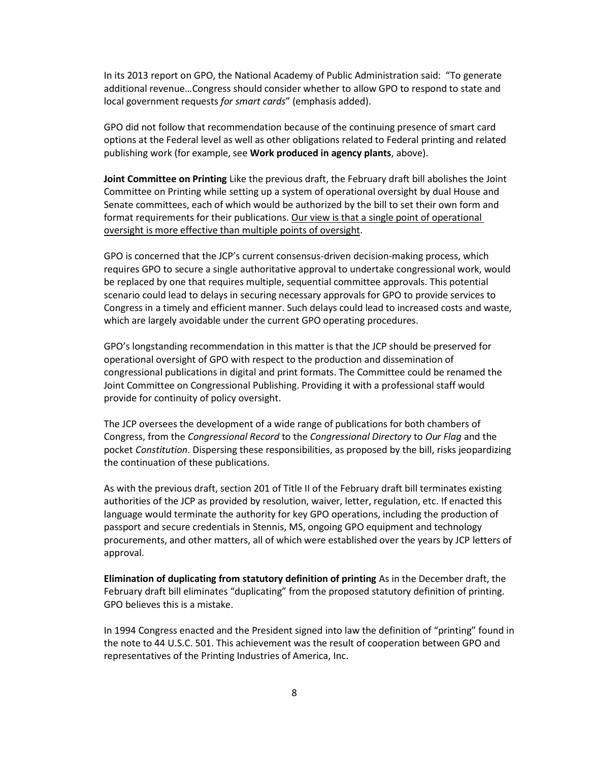In its 2013 report on GPO, the National Academy of Public Administration said: "To generate additional revenue…Congress should consider whether to allow GPO to respond to state and local government requests *for smart cards*" (emphasis added).

GPO did not follow that recommendation because of the continuing presence of smart card options at the Federal level as well as other obligations related to Federal printing and related publishing work (for example, see **Work produced in agency plants**, above).

**Joint Committee on Printing** Like the previous draft, the February draft bill abolishes the Joint Committee on Printing while setting up a system of operational oversight by dual House and Senate committees, each of which would be authorized by the bill to set their own form and format requirements for their publications. <u>Our view is that a single point of operational oversight is more effective than multiple points of oversight</u>.

GPO is concerned that the JCP's current consensus-driven decision-making process, which requires GPO to secure a single authoritative approval to undertake congressional work, would be replaced by one that requires multiple, sequential committee approvals. This potential scenario could lead to delays in securing necessary approvals for GPO to provide services to Congress in a timely and efficient manner. Such delays could lead to increased costs and waste, which are largely avoidable under the current GPO operating procedures.

GPO's longstanding recommendation in this matter is that the JCP should be preserved for operational oversight of GPO with respect to the production and dissemination of congressional publications in digital and print formats. The Committee could be renamed the Joint Committee on Congressional Publishing. Providing it with a professional staff would provide for continuity of policy oversight.

The JCP oversees the development of a wide range of publications for both chambers of Congress, from the *Congressional Record* to the *Congressional Directory* to *Our Flag* and the pocket *Constitution*. Dispersing these responsibilities, as proposed by the bill, risks jeopardizing the continuation of these publications.

As with the previous draft, section 201 of Title II of the February draft bill terminates existing authorities of the JCP as provided by resolution, waiver, letter, regulation, etc. If enacted this language would terminate the authority for key GPO operations, including the production of passport and secure credentials in Stennis, MS, ongoing GPO equipment and technology procurements, and other matters, all of which were established over the years by JCP letters of approval.

**Elimination of duplicating from statutory definition of printing** As in the December draft, the February draft bill eliminates "duplicating" from the proposed statutory definition of printing. GPO believes this is a mistake.

In 1994 Congress enacted and the President signed into law the definition of "printing" found in the note to 44 U.S.C. 501. This achievement was the result of cooperation between GPO and representatives of the Printing Industries of America, Inc.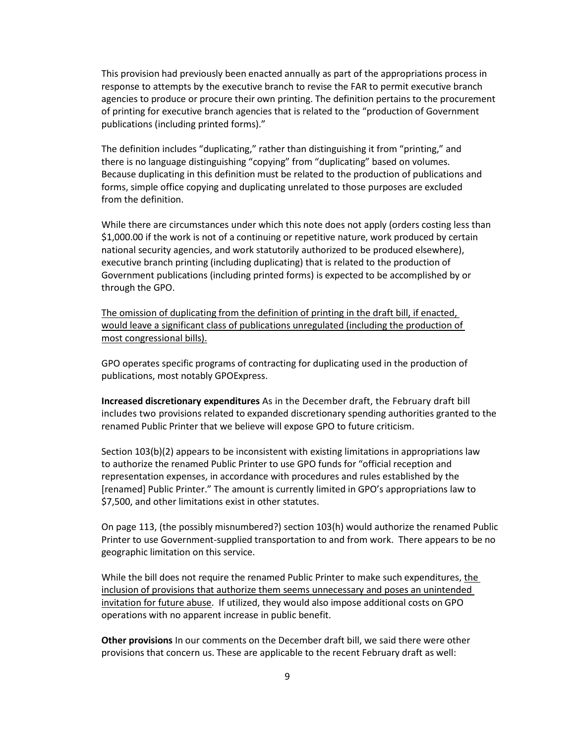This provision had previously been enacted annually as part of the appropriations process in response to attempts by the executive branch to revise the FAR to permit executive branch agencies to produce or procure their own printing. The definition pertains to the procurement of printing for executive branch agencies that is related to the "production of Government publications (including printed forms)."

The definition includes "duplicating," rather than distinguishing it from "printing," and there is no language distinguishing "copying" from "duplicating" based on volumes. Because duplicating in this definition must be related to the production of publications and forms, simple office copying and duplicating unrelated to those purposes are excluded from the definition.

While there are circumstances under which this note does not apply (orders costing less than $1,000.00 if the work is not of a continuing or repetitive nature, work produced by certain national security agencies, and work statutorily authorized to be produced elsewhere), executive branch printing (including duplicating) that is related to the production of Government publications (including printed forms) is expected to be accomplished by or through the GPO.

<u>The omission of duplicating from the definition of printing in the draft bill, if enacted, would leave a significant class of publications unregulated (including the production of most congressional bills).</u>

GPO operates specific programs of contracting for duplicating used in the production of publications, most notably GPOExpress.

**Increased discretionary expenditures** As in the December draft, the February draft bill includes two provisions related to expanded discretionary spending authorities granted to the renamed Public Printer that we believe will expose GPO to future criticism.

Section 103(b)(2) appears to be inconsistent with existing limitations in appropriations law to authorize the renamed Public Printer to use GPO funds for "official reception and representation expenses, in accordance with procedures and rules established by the [renamed] Public Printer." The amount is currently limited in GPO's appropriations law to $7,500, and other limitations exist in other statutes.

On page 113, (the possibly misnumbered?) section 103(h) would authorize the renamed Public Printer to use Government-supplied transportation to and from work. There appears to be no geographic limitation on this service.

While the bill does not require the renamed Public Printer to make such expenditures, <u>the inclusion of provisions that authorize them seems unnecessary and poses an unintended invitation for future abuse</u>. If utilized, they would also impose additional costs on GPO operations with no apparent increase in public benefit.

**Other provisions** In our comments on the December draft bill, we said there were other provisions that concern us. These are applicable to the recent February draft as well: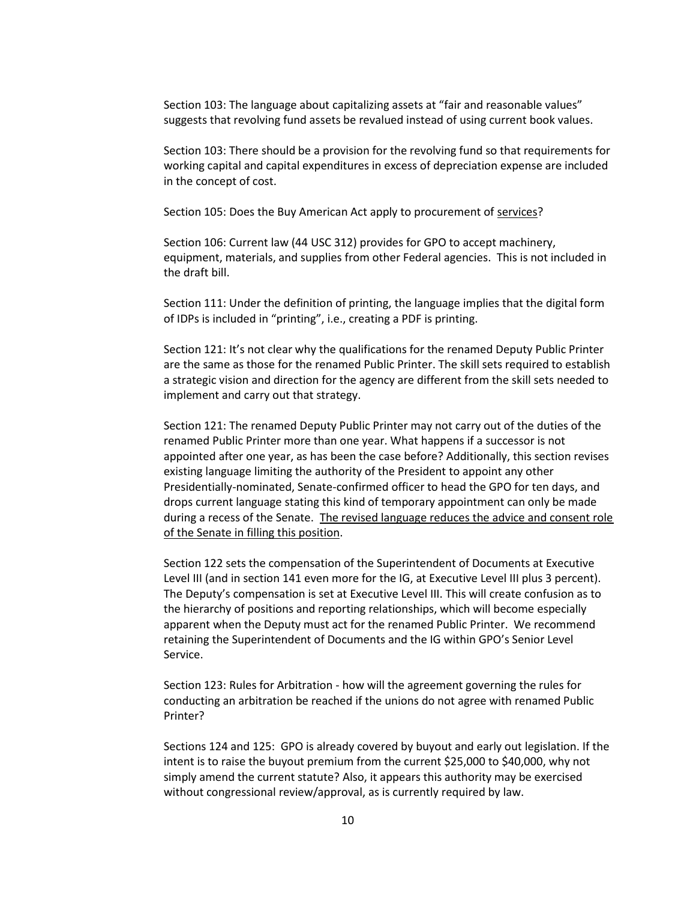Section 103: The language about capitalizing assets at "fair and reasonable values" suggests that revolving fund assets be revalued instead of using current book values.

Section 103: There should be a provision for the revolving fund so that requirements for working capital and capital expenditures in excess of depreciation expense are included in the concept of cost.

Section 105: Does the Buy American Act apply to procurement of <u>services</u>?

Section 106: Current law (44 USC 312) provides for GPO to accept machinery, equipment, materials, and supplies from other Federal agencies. This is not included in the draft bill.

Section 111: Under the definition of printing, the language implies that the digital form of IDPs is included in "printing", i.e., creating a PDF is printing.

Section 121: It's not clear why the qualifications for the renamed Deputy Public Printer are the same as those for the renamed Public Printer. The skill sets required to establish a strategic vision and direction for the agency are different from the skill sets needed to implement and carry out that strategy.

Section 121: The renamed Deputy Public Printer may not carry out of the duties of the renamed Public Printer more than one year. What happens if a successor is not appointed after one year, as has been the case before? Additionally, this section revises existing language limiting the authority of the President to appoint any other Presidentially-nominated, Senate-confirmed officer to head the GPO for ten days, and drops current language stating this kind of temporary appointment can only be made during a recess of the Senate. <u>The revised language reduces the advice and consent role of the Senate in filling this position</u>.

Section 122 sets the compensation of the Superintendent of Documents at Executive Level III (and in section 141 even more for the IG, at Executive Level III plus 3 percent). The Deputy's compensation is set at Executive Level III. This will create confusion as to the hierarchy of positions and reporting relationships, which will become especially apparent when the Deputy must act for the renamed Public Printer. We recommend retaining the Superintendent of Documents and the IG within GPO's Senior Level Service.

Section 123: Rules for Arbitration - how will the agreement governing the rules for conducting an arbitration be reached if the unions do not agree with renamed Public Printer?

Sections 124 and 125: GPO is already covered by buyout and early out legislation. If the intent is to raise the buyout premium from the current $25,000 to $40,000, why not simply amend the current statute? Also, it appears this authority may be exercised without congressional review/approval, as is currently required by law.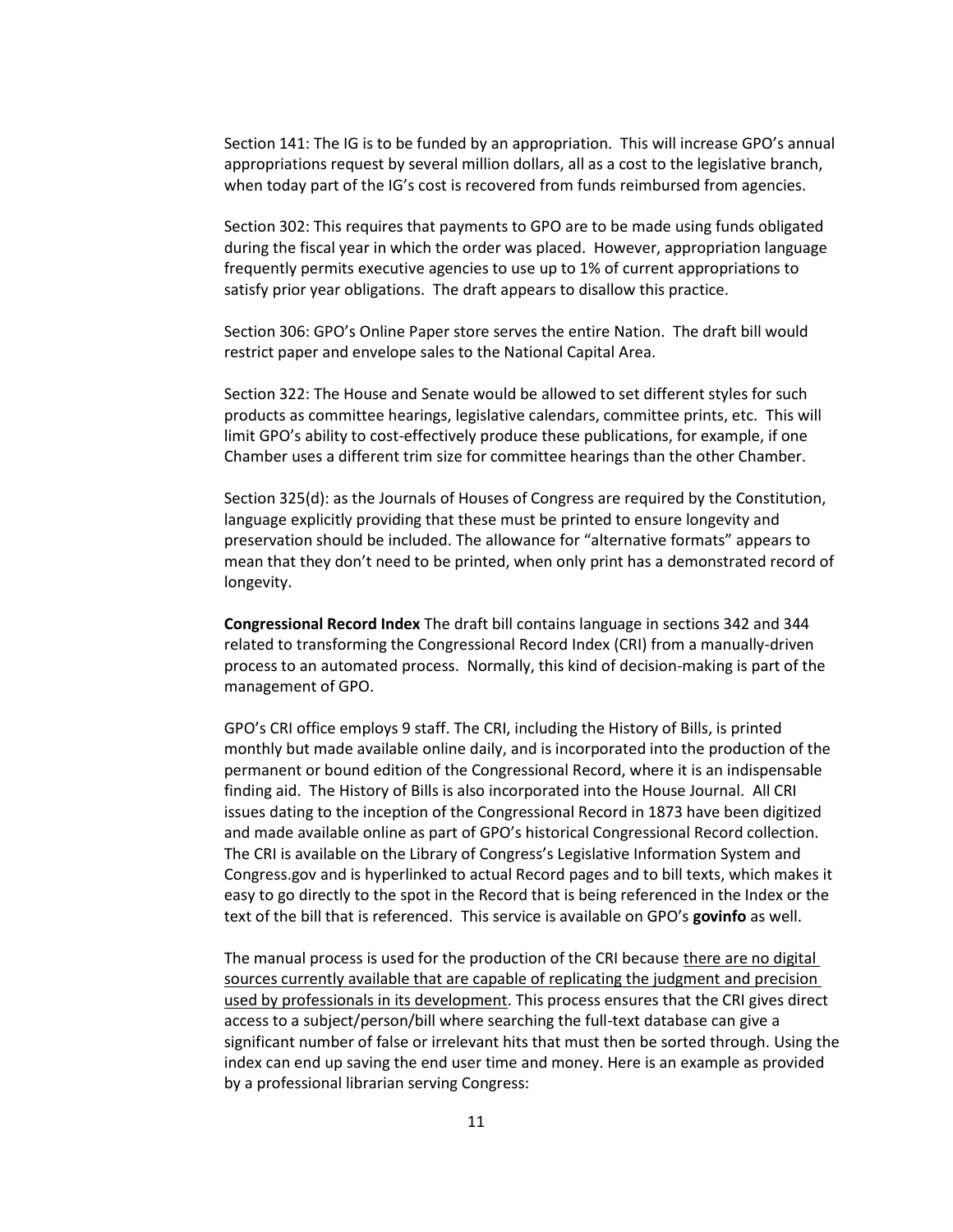Section 141: The IG is to be funded by an appropriation. This will increase GPO's annual appropriations request by several million dollars, all as a cost to the legislative branch, when today part of the IG's cost is recovered from funds reimbursed from agencies.

Section 302: This requires that payments to GPO are to be made using funds obligated during the fiscal year in which the order was placed. However, appropriation language frequently permits executive agencies to use up to 1% of current appropriations to satisfy prior year obligations. The draft appears to disallow this practice.

Section 306: GPO's Online Paper store serves the entire Nation. The draft bill would restrict paper and envelope sales to the National Capital Area.

Section 322: The House and Senate would be allowed to set different styles for such products as committee hearings, legislative calendars, committee prints, etc. This will limit GPO's ability to cost-effectively produce these publications, for example, if one Chamber uses a different trim size for committee hearings than the other Chamber.

Section 325(d): as the Journals of Houses of Congress are required by the Constitution, language explicitly providing that these must be printed to ensure longevity and preservation should be included. The allowance for "alternative formats" appears to mean that they don't need to be printed, when only print has a demonstrated record of longevity.

**Congressional Record Index** The draft bill contains language in sections 342 and 344 related to transforming the Congressional Record Index (CRI) from a manually-driven process to an automated process. Normally, this kind of decision-making is part of the management of GPO.

GPO's CRI office employs 9 staff. The CRI, including the History of Bills, is printed monthly but made available online daily, and is incorporated into the production of the permanent or bound edition of the Congressional Record, where it is an indispensable finding aid. The History of Bills is also incorporated into the House Journal. All CRI issues dating to the inception of the Congressional Record in 1873 have been digitized and made available online as part of GPO's historical Congressional Record collection. The CRI is available on the Library of Congress's Legislative Information System and Congress.gov and is hyperlinked to actual Record pages and to bill texts, which makes it easy to go directly to the spot in the Record that is being referenced in the Index or the text of the bill that is referenced. This service is available on GPO's **govinfo** as well.

The manual process is used for the production of the CRI because there are no digital sources currently available that are capable of replicating the judgment and precision used by professionals in its development. This process ensures that the CRI gives direct access to a subject/person/bill where searching the full-text database can give a significant number of false or irrelevant hits that must then be sorted through. Using the index can end up saving the end user time and money. Here is an example as provided by a professional librarian serving Congress: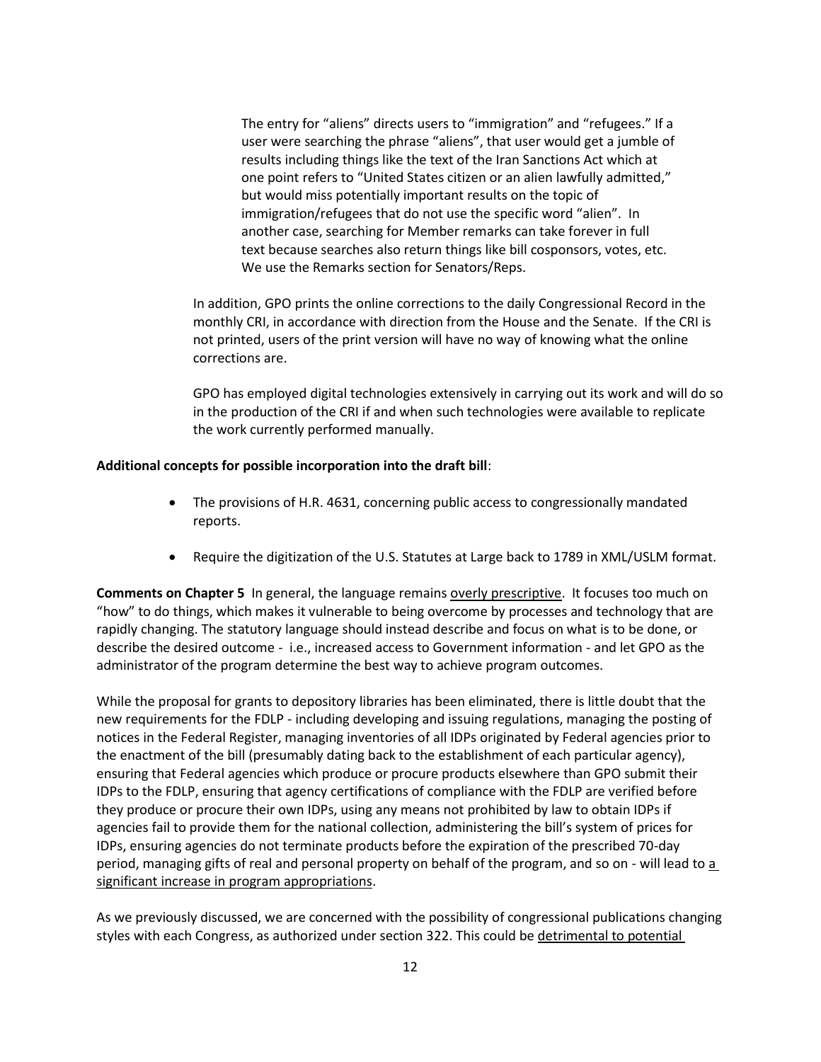> The entry for "aliens" directs users to "immigration" and "refugees." If a user were searching the phrase "aliens", that user would get a jumble of results including things like the text of the Iran Sanctions Act which at one point refers to "United States citizen or an alien lawfully admitted," but would miss potentially important results on the topic of immigration/refugees that do not use the specific word "alien". In another case, searching for Member remarks can take forever in full text because searches also return things like bill cosponsors, votes, etc. We use the Remarks section for Senators/Reps.

In addition, GPO prints the online corrections to the daily Congressional Record in the monthly CRI, in accordance with direction from the House and the Senate. If the CRI is not printed, users of the print version will have no way of knowing what the online corrections are.

GPO has employed digital technologies extensively in carrying out its work and will do so in the production of the CRI if and when such technologies were available to replicate the work currently performed manually.

**Additional concepts for possible incorporation into the draft bill**:

- The provisions of H.R. 4631, concerning public access to congressionally mandated reports.
- Require the digitization of the U.S. Statutes at Large back to 1789 in XML/USLM format.

**Comments on Chapter 5** In general, the language remains <u>overly prescriptive</u>. It focuses too much on "how" to do things, which makes it vulnerable to being overcome by processes and technology that are rapidly changing. The statutory language should instead describe and focus on what is to be done, or describe the desired outcome - i.e., increased access to Government information - and let GPO as the administrator of the program determine the best way to achieve program outcomes.

While the proposal for grants to depository libraries has been eliminated, there is little doubt that the new requirements for the FDLP - including developing and issuing regulations, managing the posting of notices in the Federal Register, managing inventories of all IDPs originated by Federal agencies prior to the enactment of the bill (presumably dating back to the establishment of each particular agency), ensuring that Federal agencies which produce or procure products elsewhere than GPO submit their IDPs to the FDLP, ensuring that agency certifications of compliance with the FDLP are verified before they produce or procure their own IDPs, using any means not prohibited by law to obtain IDPs if agencies fail to provide them for the national collection, administering the bill's system of prices for IDPs, ensuring agencies do not terminate products before the expiration of the prescribed 70-day period, managing gifts of real and personal property on behalf of the program, and so on - will lead to <u>a significant increase in program appropriations</u>.

As we previously discussed, we are concerned with the possibility of congressional publications changing styles with each Congress, as authorized under section 322. This could be <u>detrimental to potential</u>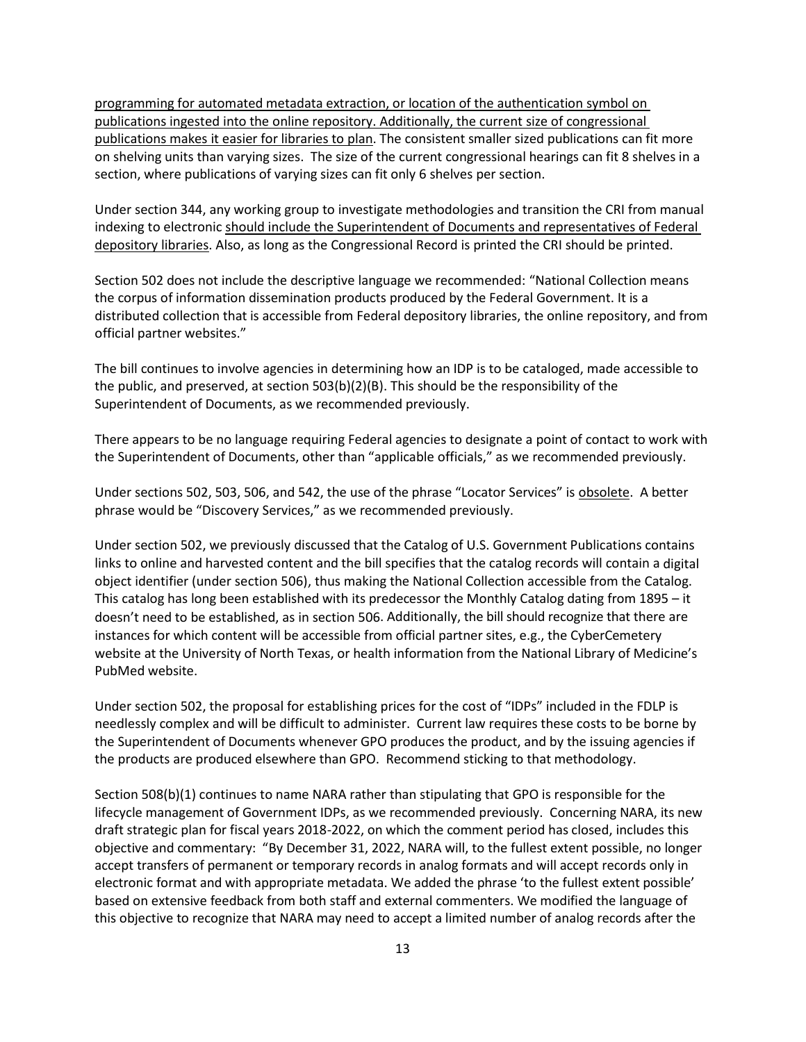programming for automated metadata extraction, or location of the authentication symbol on publications ingested into the online repository. Additionally, the current size of congressional publications makes it easier for libraries to plan. The consistent smaller sized publications can fit more on shelving units than varying sizes. The size of the current congressional hearings can fit 8 shelves in a section, where publications of varying sizes can fit only 6 shelves per section.

Under section 344, any working group to investigate methodologies and transition the CRI from manual indexing to electronic should include the Superintendent of Documents and representatives of Federal depository libraries. Also, as long as the Congressional Record is printed the CRI should be printed.

Section 502 does not include the descriptive language we recommended: "National Collection means the corpus of information dissemination products produced by the Federal Government. It is a distributed collection that is accessible from Federal depository libraries, the online repository, and from official partner websites."

The bill continues to involve agencies in determining how an IDP is to be cataloged, made accessible to the public, and preserved, at section 503(b)(2)(B). This should be the responsibility of the Superintendent of Documents, as we recommended previously.

There appears to be no language requiring Federal agencies to designate a point of contact to work with the Superintendent of Documents, other than "applicable officials," as we recommended previously.

Under sections 502, 503, 506, and 542, the use of the phrase "Locator Services" is obsolete. A better phrase would be "Discovery Services," as we recommended previously.

Under section 502, we previously discussed that the Catalog of U.S. Government Publications contains links to online and harvested content and the bill specifies that the catalog records will contain a digital object identifier (under section 506), thus making the National Collection accessible from the Catalog. This catalog has long been established with its predecessor the Monthly Catalog dating from 1895 – it doesn't need to be established, as in section 506. Additionally, the bill should recognize that there are instances for which content will be accessible from official partner sites, e.g., the CyberCemetery website at the University of North Texas, or health information from the National Library of Medicine's PubMed website.

Under section 502, the proposal for establishing prices for the cost of "IDPs" included in the FDLP is needlessly complex and will be difficult to administer. Current law requires these costs to be borne by the Superintendent of Documents whenever GPO produces the product, and by the issuing agencies if the products are produced elsewhere than GPO. Recommend sticking to that methodology.

Section 508(b)(1) continues to name NARA rather than stipulating that GPO is responsible for the lifecycle management of Government IDPs, as we recommended previously. Concerning NARA, its new draft strategic plan for fiscal years 2018-2022, on which the comment period has closed, includes this objective and commentary: "By December 31, 2022, NARA will, to the fullest extent possible, no longer accept transfers of permanent or temporary records in analog formats and will accept records only in electronic format and with appropriate metadata. We added the phrase 'to the fullest extent possible' based on extensive feedback from both staff and external commenters. We modified the language of this objective to recognize that NARA may need to accept a limited number of analog records after the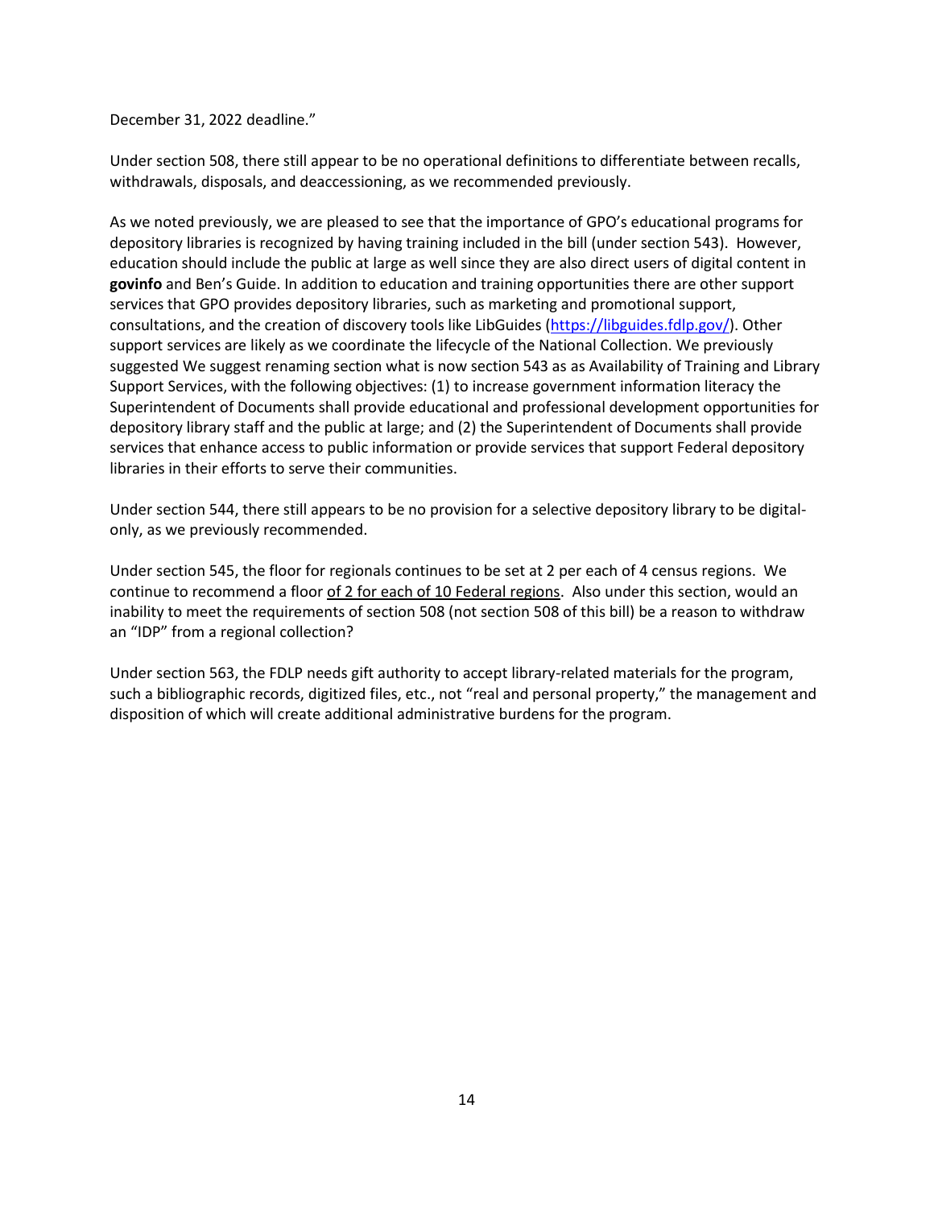December 31, 2022 deadline."

Under section 508, there still appear to be no operational definitions to differentiate between recalls, withdrawals, disposals, and deaccessioning, as we recommended previously.

As we noted previously, we are pleased to see that the importance of GPO's educational programs for depository libraries is recognized by having training included in the bill (under section 543). However, education should include the public at large as well since they are also direct users of digital content in **govinfo** and Ben's Guide. In addition to education and training opportunities there are other support services that GPO provides depository libraries, such as marketing and promotional support, consultations, and the creation of discovery tools like LibGuides (https://libguides.fdlp.gov/). Other support services are likely as we coordinate the lifecycle of the National Collection. We previously suggested We suggest renaming section what is now section 543 as as Availability of Training and Library Support Services, with the following objectives: (1) to increase government information literacy the Superintendent of Documents shall provide educational and professional development opportunities for depository library staff and the public at large; and (2) the Superintendent of Documents shall provide services that enhance access to public information or provide services that support Federal depository libraries in their efforts to serve their communities.

Under section 544, there still appears to be no provision for a selective depository library to be digital-only, as we previously recommended.

Under section 545, the floor for regionals continues to be set at 2 per each of 4 census regions. We continue to recommend a floor of 2 for each of 10 Federal regions. Also under this section, would an inability to meet the requirements of section 508 (not section 508 of this bill) be a reason to withdraw an "IDP" from a regional collection?

Under section 563, the FDLP needs gift authority to accept library-related materials for the program, such a bibliographic records, digitized files, etc., not "real and personal property," the management and disposition of which will create additional administrative burdens for the program.